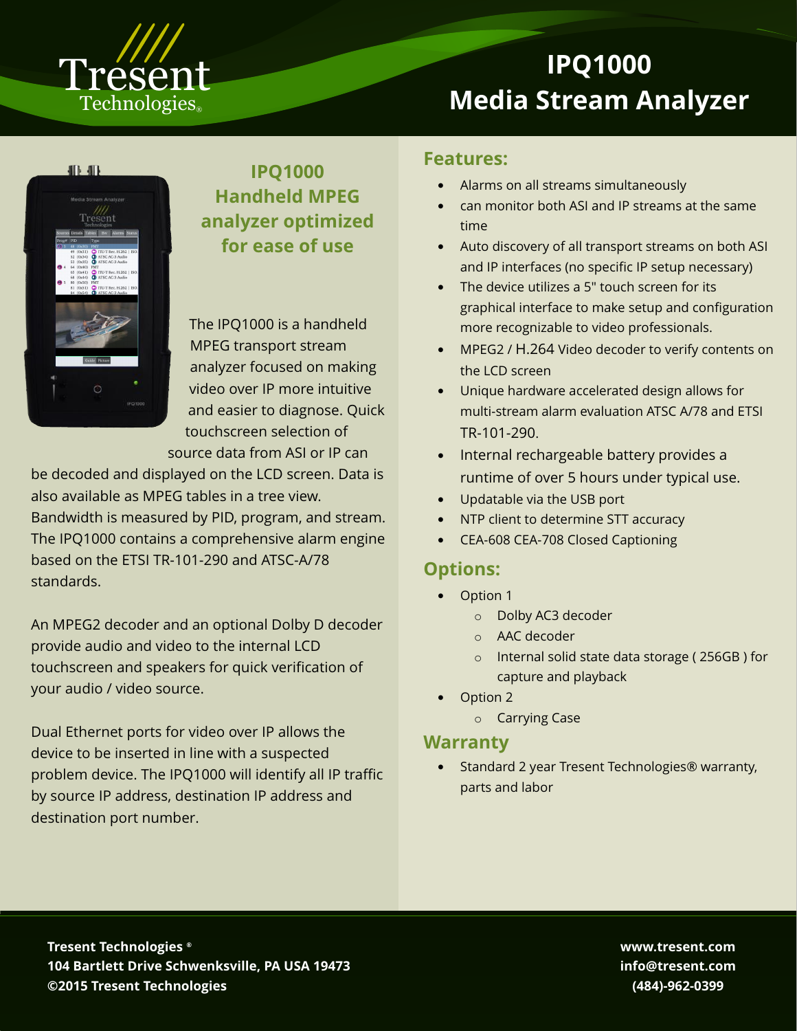# IPQ1000 Media Stream Analyzer

## IPQ1000 Handheld MPEG analyzer optimized for ease of use

The IPQ1000 is a handheld MPEG transport stream analyzer focused on making video over IP more intuitive and easier to diagnose. Quick touchscreen selection of source data from ASI or IP can be decoded and displayed on the LCD screen. Data is also available as MPEG tables in a tree view. Bandwidth is measured by PID, program, and stream. The IPQ1000 contains a comprehensive alarm engine based on the ETSI TR-101-290 and ATSC-A/78 standards.

An MPEG2 decoder and an optional Dolby D decoder provide audio and video to the internal LCD touchscreen and speakers for quick verification of your audio / video source.

Dual Ethernet ports for video over IP allows the device to be inserted in line with a suspected problem device. The IPQ1000 will identify all IP traffic by source IP address, destination IP address and destination port number.

## Features:

- Alarms on all streams simultaneously
- can monitor both ASI and IP streams at the same time
- Auto discovery of all transport streams on both ASI and IP interfaces (no specific IP setup necessary)
- The device utilizes a 5" touch screen for its graphical interface to make setup and configuration more recognizable to video professionals.
- MPEG2 / H.264 Video decoder to verify contents on the LCD screen
- Unique hardware accelerated design allows for multi-stream alarm evaluation ATSC A/78 and ETSI TR-101-290.
- Internal rechargeable battery provides a runtime of over 5 hours under typical use.
- Updatable via the USB port
- NTP client to determine STT accuracy
- CEA-608 CEA-708 Closed Captioning

## Options:

- Option 1
  - Dolby AC3 decoder
  - AAC decoder
  - Internal solid state data storage ( 256GB ) for capture and playback
- Option 2
  - Carrying Case

## Warranty

- Standard 2 year Tresent Technologies® warranty, parts and labor

**Tresent Technologies ®**
**104 Bartlett Drive Schwenksville, PA USA 19473**
**©2015 Tresent Technologies**

**www.tresent.com**
**info@tresent.com**
**(484)-962-0399**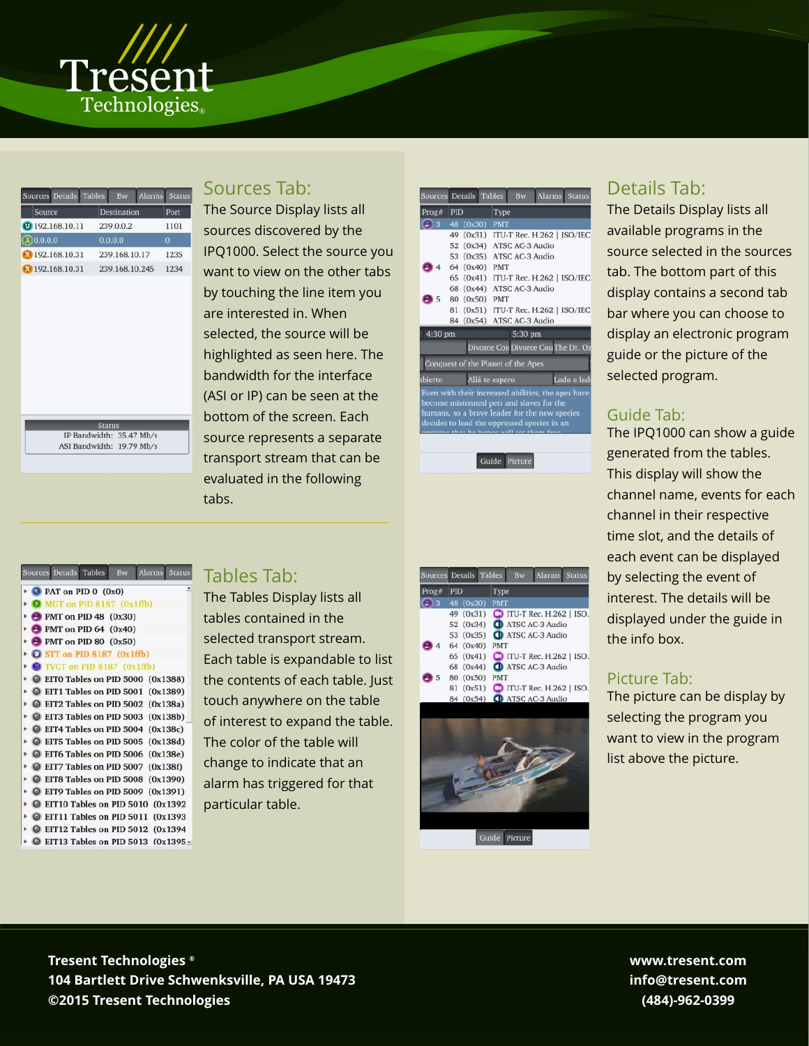## Sources Tab:

The Source Display lists all sources discovered by the IPQ1000. Select the source you want to view on the other tabs by touching the line item you are interested in. When selected, the source will be highlighted as seen here. The bandwidth for the interface (ASI or IP) can be seen at the bottom of the screen. Each source represents a separate transport stream that can be evaluated in the following tabs.

## Details Tab:

The Details Display lists all available programs in the source selected in the sources tab. The bottom part of this display contains a second tab bar where you can choose to display an electronic program guide or the picture of the selected program.

## Guide Tab:

The IPQ1000 can show a guide generated from the tables. This display will show the channel name, events for each channel in their respective time slot, and the details of each event can be displayed by selecting the event of interest. The details will be displayed under the guide in the info box.

## Tables Tab:

The Tables Display lists all tables contained in the selected transport stream. Each table is expandable to list the contents of each table. Just touch anywhere on the table of interest to expand the table. The color of the table will change to indicate that an alarm has triggered for that particular table.

## Picture Tab:

The picture can be display by selecting the program you want to view in the program list above the picture.

**Tresent Technologies ®**
**104 Bartlett Drive Schwenksville, PA USA 19473**
**©2015 Tresent Technologies**

**www.tresent.com**
**info@tresent.com**
**(484)-962-0399**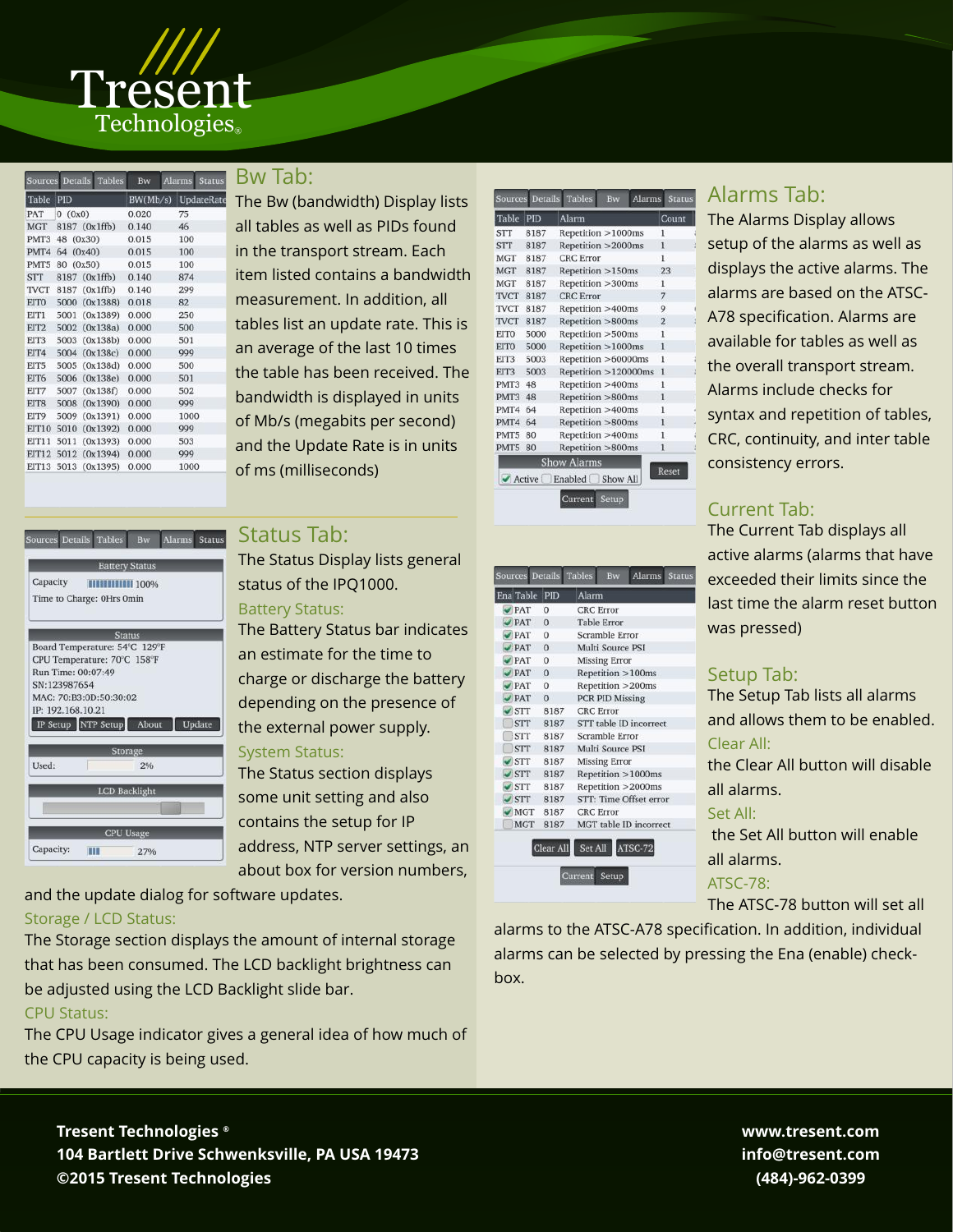# Tresent Technologies

## Bw Tab:

The Bw (bandwidth) Display lists all tables as well as PIDs found in the transport stream. Each item listed contains a bandwidth measurement. In addition, all tables list an update rate. This is an average of the last 10 times the table has been received. The bandwidth is displayed in units of Mb/s (megabits per second) and the Update Rate is in units of ms (milliseconds)

## Status Tab:

The Status Display lists general status of the IPQ1000.

### Battery Status:

The Battery Status bar indicates an estimate for the time to charge or discharge the battery depending on the presence of the external power supply.

### System Status:

The Status section displays some unit setting and also contains the setup for IP address, NTP server settings, an about box for version numbers, and the update dialog for software updates.

### Storage / LCD Status:

The Storage section displays the amount of internal storage that has been consumed. The LCD backlight brightness can be adjusted using the LCD Backlight slide bar.

### CPU Status:

The CPU Usage indicator gives a general idea of how much of the CPU capacity is being used.

## Alarms Tab:

The Alarms Display allows setup of the alarms as well as displays the active alarms. The alarms are based on the ATSC-A78 specification. Alarms are available for tables as well as the overall transport stream. Alarms include checks for syntax and repetition of tables, CRC, continuity, and inter table consistency errors.

## Current Tab:

The Current Tab displays all active alarms (alarms that have exceeded their limits since the last time the alarm reset button was pressed)

## Setup Tab:

The Setup Tab lists all alarms and allows them to be enabled.

### Clear All:

the Clear All button will disable all alarms.

### Set All:

the Set All button will enable all alarms.

### ATSC-78:

The ATSC-78 button will set all alarms to the ATSC-A78 specification. In addition, individual alarms can be selected by pressing the Ena (enable) check-box.

**Tresent Technologies ®**
**104 Bartlett Drive Schwenksville, PA USA 19473**
**©2015 Tresent Technologies**

**www.tresent.com**
**info@tresent.com**
**(484)-962-0399**